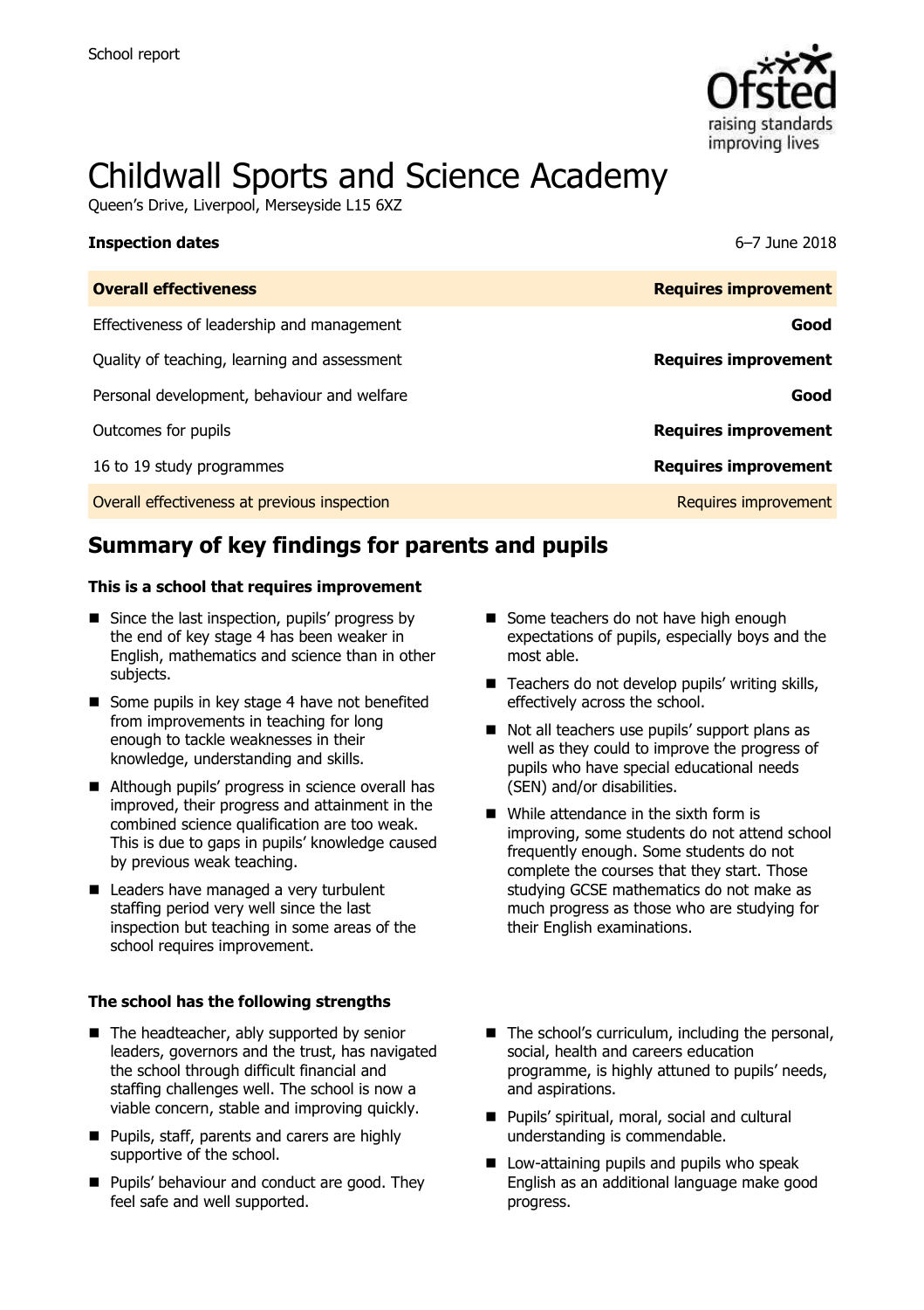School report

# Childwall Sports and Science Academy

Queen's Drive, Liverpool, Merseyside L15 6XZ

**Inspection dates** 6–7 June 2018

| **Overall effectiveness** | **Requires improvement** |
|---|---|
| Effectiveness of leadership and management | **Good** |
| Quality of teaching, learning and assessment | **Requires improvement** |
| Personal development, behaviour and welfare | **Good** |
| Outcomes for pupils | **Requires improvement** |
| 16 to 19 study programmes | **Requires improvement** |
| Overall effectiveness at previous inspection | Requires improvement |

## Summary of key findings for parents and pupils

### This is a school that requires improvement

- Since the last inspection, pupils' progress by the end of key stage 4 has been weaker in English, mathematics and science than in other subjects.
- Some pupils in key stage 4 have not benefited from improvements in teaching for long enough to tackle weaknesses in their knowledge, understanding and skills.
- Although pupils' progress in science overall has improved, their progress and attainment in the combined science qualification are too weak. This is due to gaps in pupils' knowledge caused by previous weak teaching.
- Leaders have managed a very turbulent staffing period very well since the last inspection but teaching in some areas of the school requires improvement.
- Some teachers do not have high enough expectations of pupils, especially boys and the most able.
- Teachers do not develop pupils' writing skills, effectively across the school.
- Not all teachers use pupils' support plans as well as they could to improve the progress of pupils who have special educational needs (SEN) and/or disabilities.
- While attendance in the sixth form is improving, some students do not attend school frequently enough. Some students do not complete the courses that they start. Those studying GCSE mathematics do not make as much progress as those who are studying for their English examinations.

### The school has the following strengths

- The headteacher, ably supported by senior leaders, governors and the trust, has navigated the school through difficult financial and staffing challenges well. The school is now a viable concern, stable and improving quickly.
- Pupils, staff, parents and carers are highly supportive of the school.
- Pupils' behaviour and conduct are good. They feel safe and well supported.
- The school's curriculum, including the personal, social, health and careers education programme, is highly attuned to pupils' needs, and aspirations.
- Pupils' spiritual, moral, social and cultural understanding is commendable.
- Low-attaining pupils and pupils who speak English as an additional language make good progress.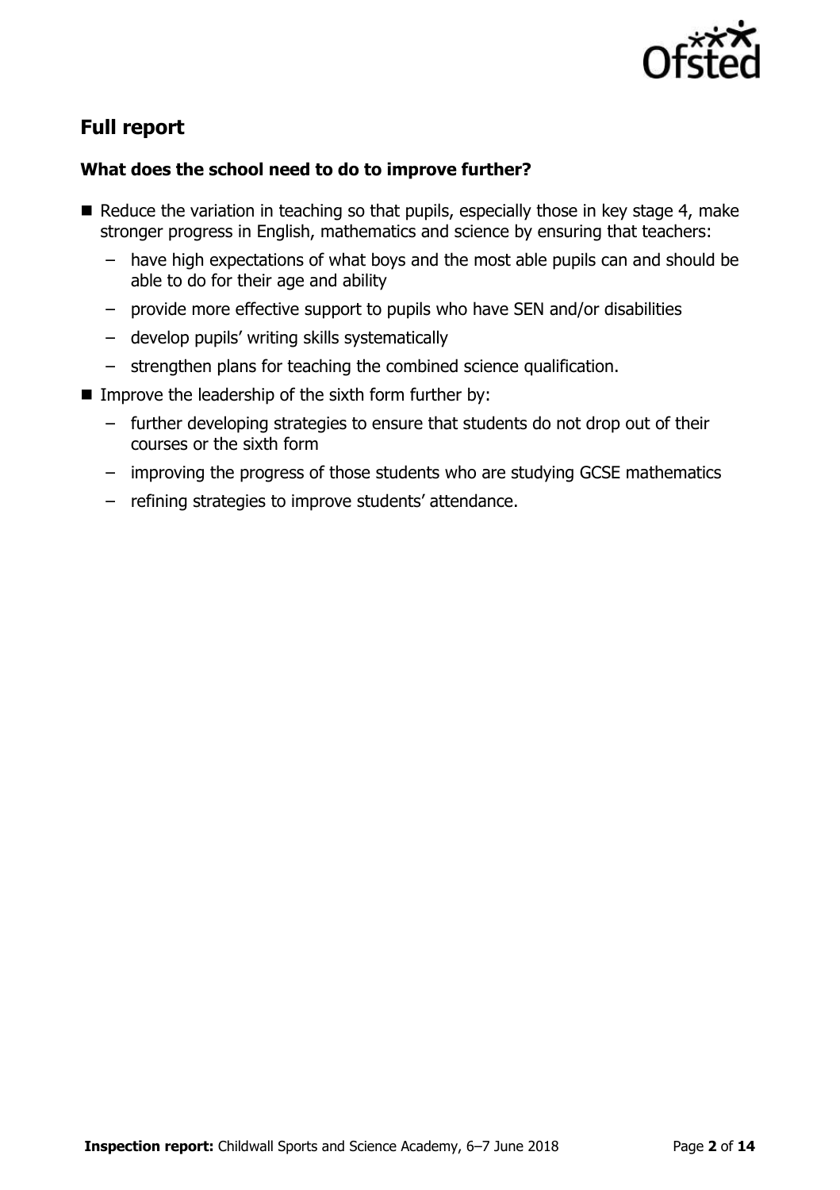## Full report

### What does the school need to do to improve further?

- Reduce the variation in teaching so that pupils, especially those in key stage 4, make stronger progress in English, mathematics and science by ensuring that teachers:
  - have high expectations of what boys and the most able pupils can and should be able to do for their age and ability
  - provide more effective support to pupils who have SEN and/or disabilities
  - develop pupils' writing skills systematically
  - strengthen plans for teaching the combined science qualification.
- Improve the leadership of the sixth form further by:
  - further developing strategies to ensure that students do not drop out of their courses or the sixth form
  - improving the progress of those students who are studying GCSE mathematics
  - refining strategies to improve students' attendance.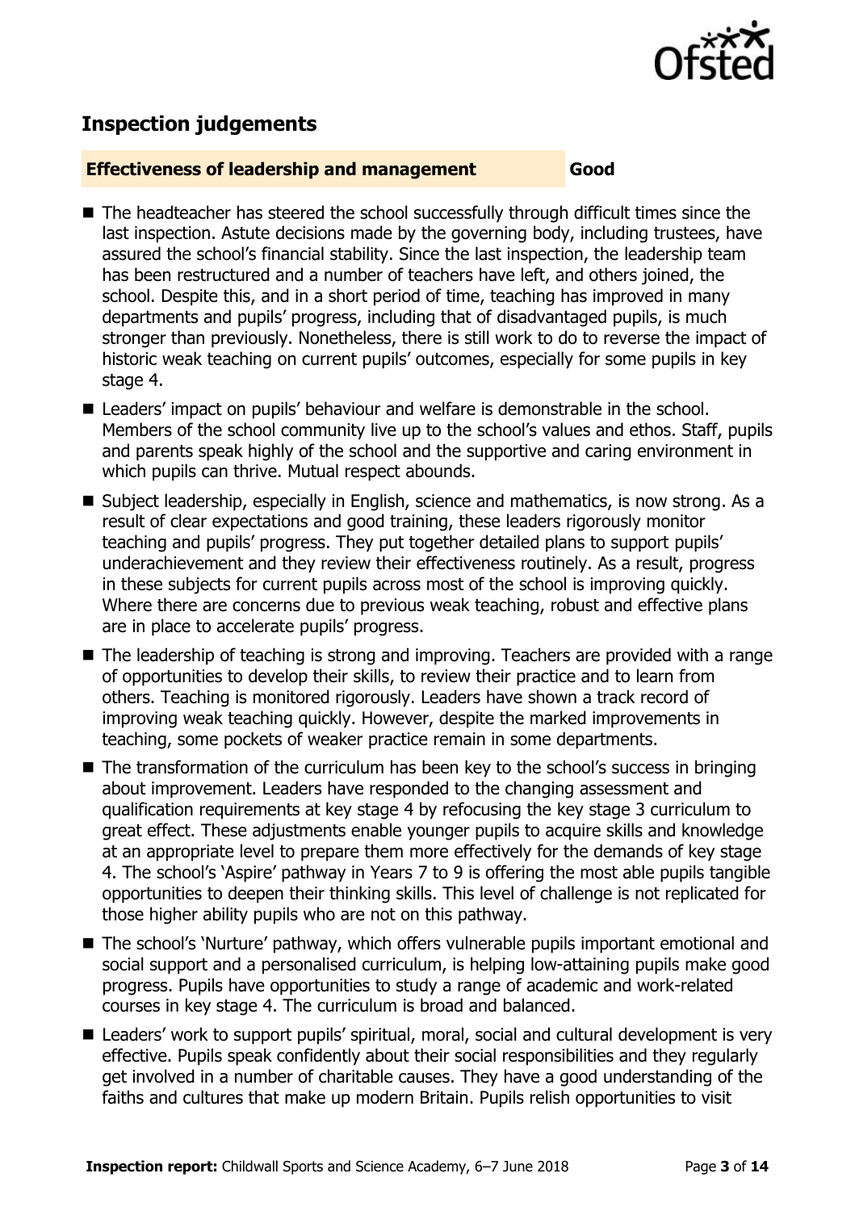## Inspection judgements

### Effectiveness of leadership and management — Good

- The headteacher has steered the school successfully through difficult times since the last inspection. Astute decisions made by the governing body, including trustees, have assured the school's financial stability. Since the last inspection, the leadership team has been restructured and a number of teachers have left, and others joined, the school. Despite this, and in a short period of time, teaching has improved in many departments and pupils' progress, including that of disadvantaged pupils, is much stronger than previously. Nonetheless, there is still work to do to reverse the impact of historic weak teaching on current pupils' outcomes, especially for some pupils in key stage 4.
- Leaders' impact on pupils' behaviour and welfare is demonstrable in the school. Members of the school community live up to the school's values and ethos. Staff, pupils and parents speak highly of the school and the supportive and caring environment in which pupils can thrive. Mutual respect abounds.
- Subject leadership, especially in English, science and mathematics, is now strong. As a result of clear expectations and good training, these leaders rigorously monitor teaching and pupils' progress. They put together detailed plans to support pupils' underachievement and they review their effectiveness routinely. As a result, progress in these subjects for current pupils across most of the school is improving quickly. Where there are concerns due to previous weak teaching, robust and effective plans are in place to accelerate pupils' progress.
- The leadership of teaching is strong and improving. Teachers are provided with a range of opportunities to develop their skills, to review their practice and to learn from others. Teaching is monitored rigorously. Leaders have shown a track record of improving weak teaching quickly. However, despite the marked improvements in teaching, some pockets of weaker practice remain in some departments.
- The transformation of the curriculum has been key to the school's success in bringing about improvement. Leaders have responded to the changing assessment and qualification requirements at key stage 4 by refocusing the key stage 3 curriculum to great effect. These adjustments enable younger pupils to acquire skills and knowledge at an appropriate level to prepare them more effectively for the demands of key stage 4. The school's 'Aspire' pathway in Years 7 to 9 is offering the most able pupils tangible opportunities to deepen their thinking skills. This level of challenge is not replicated for those higher ability pupils who are not on this pathway.
- The school's 'Nurture' pathway, which offers vulnerable pupils important emotional and social support and a personalised curriculum, is helping low-attaining pupils make good progress. Pupils have opportunities to study a range of academic and work-related courses in key stage 4. The curriculum is broad and balanced.
- Leaders' work to support pupils' spiritual, moral, social and cultural development is very effective. Pupils speak confidently about their social responsibilities and they regularly get involved in a number of charitable causes. They have a good understanding of the faiths and cultures that make up modern Britain. Pupils relish opportunities to visit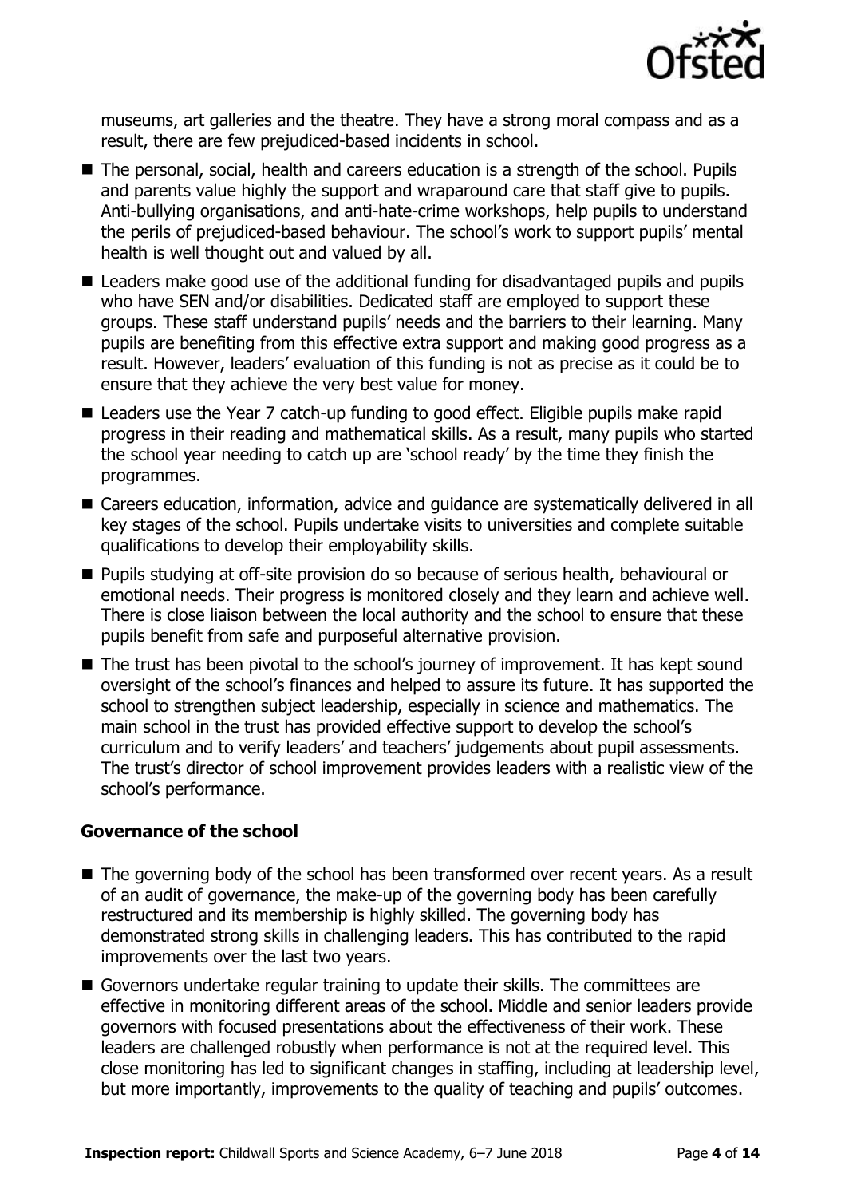museums, art galleries and the theatre. They have a strong moral compass and as a result, there are few prejudiced-based incidents in school.

- The personal, social, health and careers education is a strength of the school. Pupils and parents value highly the support and wraparound care that staff give to pupils. Anti-bullying organisations, and anti-hate-crime workshops, help pupils to understand the perils of prejudiced-based behaviour. The school's work to support pupils' mental health is well thought out and valued by all.
- Leaders make good use of the additional funding for disadvantaged pupils and pupils who have SEN and/or disabilities. Dedicated staff are employed to support these groups. These staff understand pupils' needs and the barriers to their learning. Many pupils are benefiting from this effective extra support and making good progress as a result. However, leaders' evaluation of this funding is not as precise as it could be to ensure that they achieve the very best value for money.
- Leaders use the Year 7 catch-up funding to good effect. Eligible pupils make rapid progress in their reading and mathematical skills. As a result, many pupils who started the school year needing to catch up are 'school ready' by the time they finish the programmes.
- Careers education, information, advice and guidance are systematically delivered in all key stages of the school. Pupils undertake visits to universities and complete suitable qualifications to develop their employability skills.
- Pupils studying at off-site provision do so because of serious health, behavioural or emotional needs. Their progress is monitored closely and they learn and achieve well. There is close liaison between the local authority and the school to ensure that these pupils benefit from safe and purposeful alternative provision.
- The trust has been pivotal to the school's journey of improvement. It has kept sound oversight of the school's finances and helped to assure its future. It has supported the school to strengthen subject leadership, especially in science and mathematics. The main school in the trust has provided effective support to develop the school's curriculum and to verify leaders' and teachers' judgements about pupil assessments. The trust's director of school improvement provides leaders with a realistic view of the school's performance.

### Governance of the school

- The governing body of the school has been transformed over recent years. As a result of an audit of governance, the make-up of the governing body has been carefully restructured and its membership is highly skilled. The governing body has demonstrated strong skills in challenging leaders. This has contributed to the rapid improvements over the last two years.
- Governors undertake regular training to update their skills. The committees are effective in monitoring different areas of the school. Middle and senior leaders provide governors with focused presentations about the effectiveness of their work. These leaders are challenged robustly when performance is not at the required level. This close monitoring has led to significant changes in staffing, including at leadership level, but more importantly, improvements to the quality of teaching and pupils' outcomes.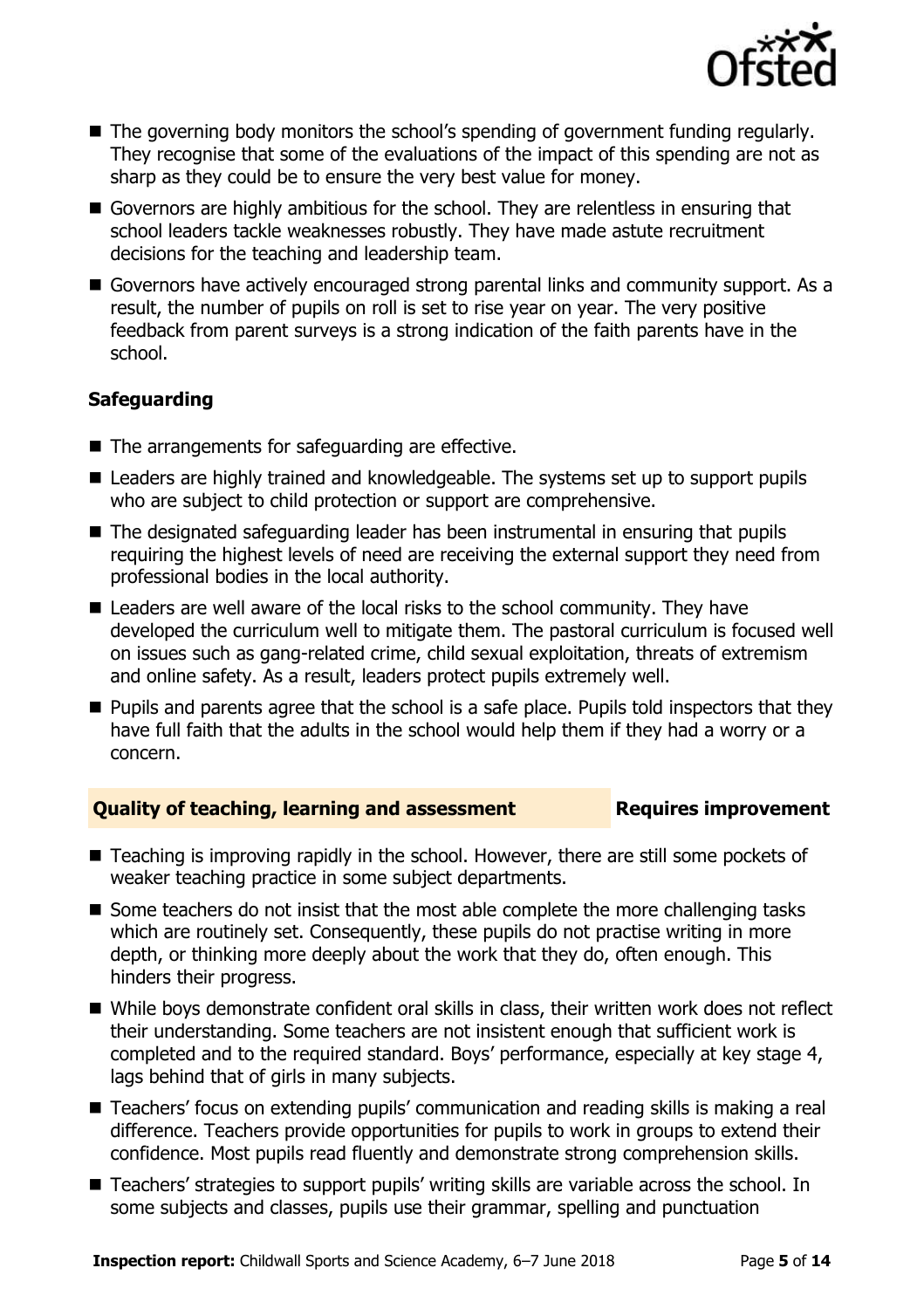- The governing body monitors the school's spending of government funding regularly. They recognise that some of the evaluations of the impact of this spending are not as sharp as they could be to ensure the very best value for money.
- Governors are highly ambitious for the school. They are relentless in ensuring that school leaders tackle weaknesses robustly. They have made astute recruitment decisions for the teaching and leadership team.
- Governors have actively encouraged strong parental links and community support. As a result, the number of pupils on roll is set to rise year on year. The very positive feedback from parent surveys is a strong indication of the faith parents have in the school.

### Safeguarding

- The arrangements for safeguarding are effective.
- Leaders are highly trained and knowledgeable. The systems set up to support pupils who are subject to child protection or support are comprehensive.
- The designated safeguarding leader has been instrumental in ensuring that pupils requiring the highest levels of need are receiving the external support they need from professional bodies in the local authority.
- Leaders are well aware of the local risks to the school community. They have developed the curriculum well to mitigate them. The pastoral curriculum is focused well on issues such as gang-related crime, child sexual exploitation, threats of extremism and online safety. As a result, leaders protect pupils extremely well.
- Pupils and parents agree that the school is a safe place. Pupils told inspectors that they have full faith that the adults in the school would help them if they had a worry or a concern.

## Quality of teaching, learning and assessment — Requires improvement

- Teaching is improving rapidly in the school. However, there are still some pockets of weaker teaching practice in some subject departments.
- Some teachers do not insist that the most able complete the more challenging tasks which are routinely set. Consequently, these pupils do not practise writing in more depth, or thinking more deeply about the work that they do, often enough. This hinders their progress.
- While boys demonstrate confident oral skills in class, their written work does not reflect their understanding. Some teachers are not insistent enough that sufficient work is completed and to the required standard. Boys' performance, especially at key stage 4, lags behind that of girls in many subjects.
- Teachers' focus on extending pupils' communication and reading skills is making a real difference. Teachers provide opportunities for pupils to work in groups to extend their confidence. Most pupils read fluently and demonstrate strong comprehension skills.
- Teachers' strategies to support pupils' writing skills are variable across the school. In some subjects and classes, pupils use their grammar, spelling and punctuation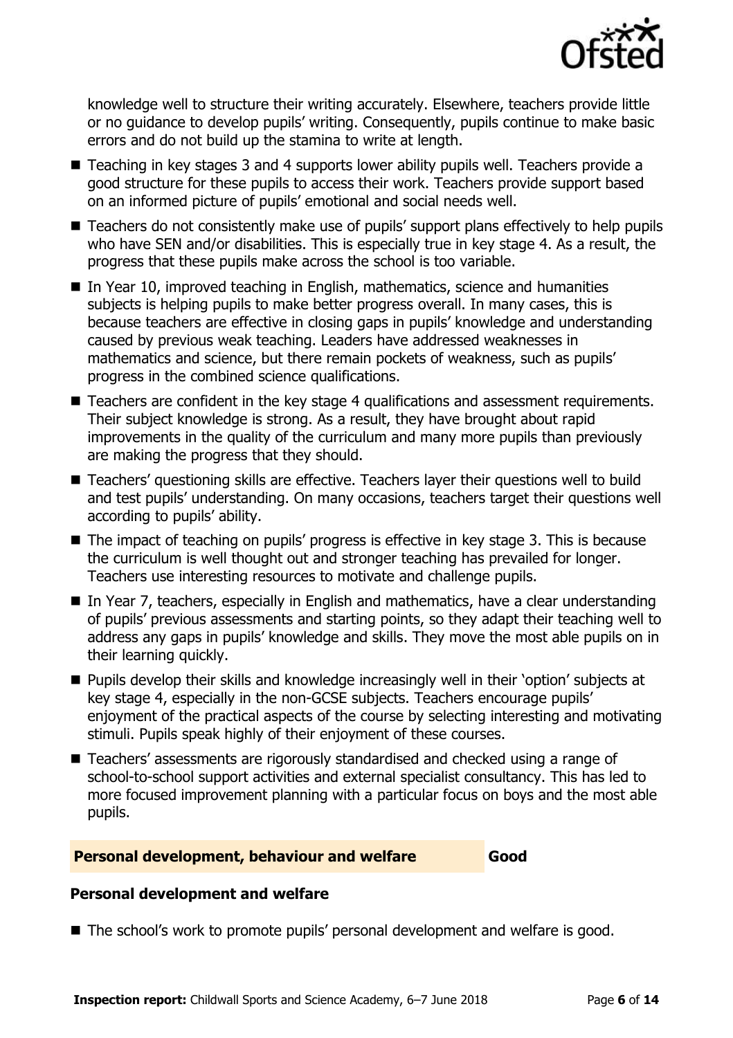knowledge well to structure their writing accurately. Elsewhere, teachers provide little or no guidance to develop pupils' writing. Consequently, pupils continue to make basic errors and do not build up the stamina to write at length.

- Teaching in key stages 3 and 4 supports lower ability pupils well. Teachers provide a good structure for these pupils to access their work. Teachers provide support based on an informed picture of pupils' emotional and social needs well.
- Teachers do not consistently make use of pupils' support plans effectively to help pupils who have SEN and/or disabilities. This is especially true in key stage 4. As a result, the progress that these pupils make across the school is too variable.
- In Year 10, improved teaching in English, mathematics, science and humanities subjects is helping pupils to make better progress overall. In many cases, this is because teachers are effective in closing gaps in pupils' knowledge and understanding caused by previous weak teaching. Leaders have addressed weaknesses in mathematics and science, but there remain pockets of weakness, such as pupils' progress in the combined science qualifications.
- Teachers are confident in the key stage 4 qualifications and assessment requirements. Their subject knowledge is strong. As a result, they have brought about rapid improvements in the quality of the curriculum and many more pupils than previously are making the progress that they should.
- Teachers' questioning skills are effective. Teachers layer their questions well to build and test pupils' understanding. On many occasions, teachers target their questions well according to pupils' ability.
- The impact of teaching on pupils' progress is effective in key stage 3. This is because the curriculum is well thought out and stronger teaching has prevailed for longer. Teachers use interesting resources to motivate and challenge pupils.
- In Year 7, teachers, especially in English and mathematics, have a clear understanding of pupils' previous assessments and starting points, so they adapt their teaching well to address any gaps in pupils' knowledge and skills. They move the most able pupils on in their learning quickly.
- Pupils develop their skills and knowledge increasingly well in their 'option' subjects at key stage 4, especially in the non-GCSE subjects. Teachers encourage pupils' enjoyment of the practical aspects of the course by selecting interesting and motivating stimuli. Pupils speak highly of their enjoyment of these courses.
- Teachers' assessments are rigorously standardised and checked using a range of school-to-school support activities and external specialist consultancy. This has led to more focused improvement planning with a particular focus on boys and the most able pupils.

## Personal development, behaviour and welfare — Good

### Personal development and welfare

- The school's work to promote pupils' personal development and welfare is good.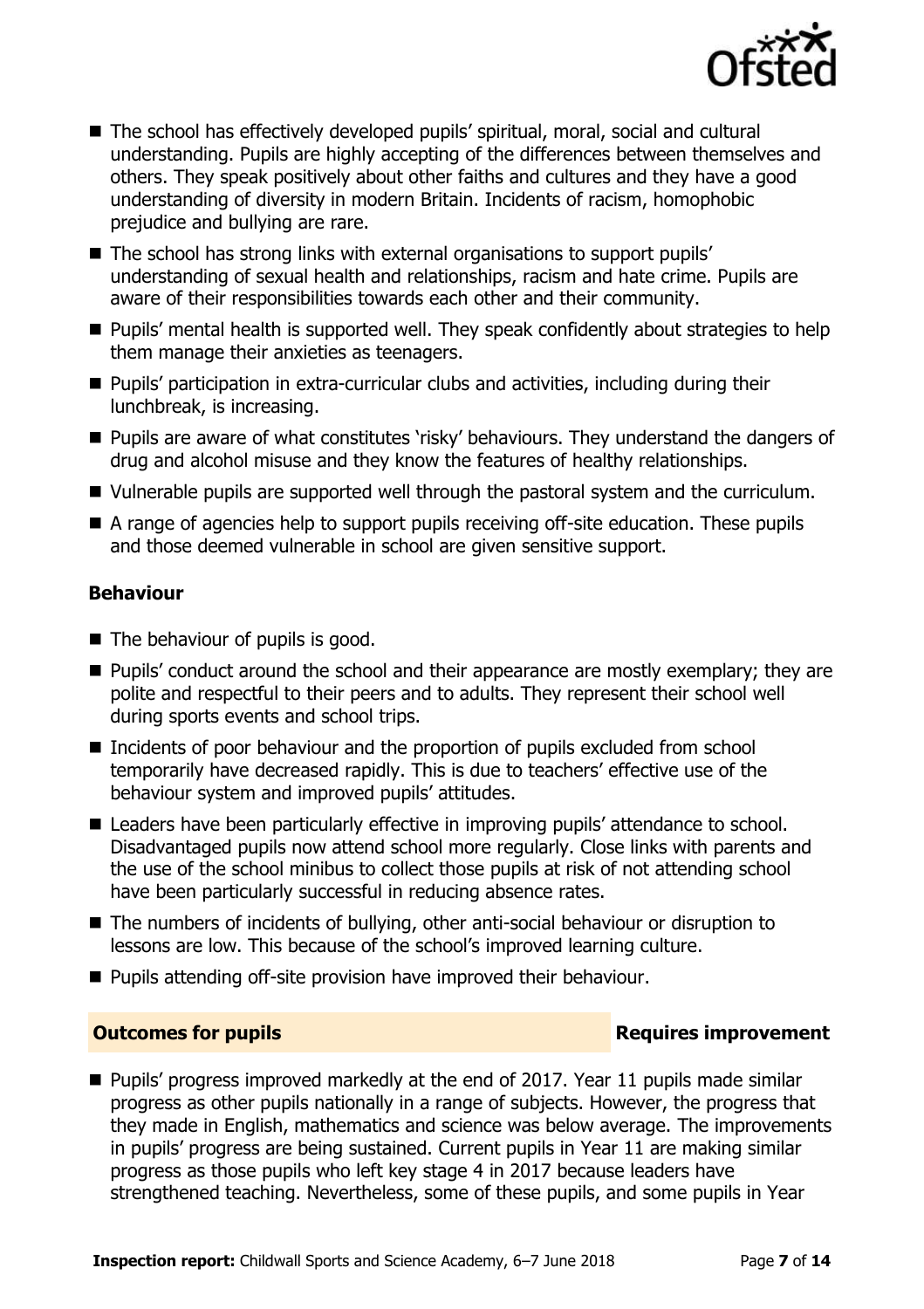- The school has effectively developed pupils' spiritual, moral, social and cultural understanding. Pupils are highly accepting of the differences between themselves and others. They speak positively about other faiths and cultures and they have a good understanding of diversity in modern Britain. Incidents of racism, homophobic prejudice and bullying are rare.
- The school has strong links with external organisations to support pupils' understanding of sexual health and relationships, racism and hate crime. Pupils are aware of their responsibilities towards each other and their community.
- Pupils' mental health is supported well. They speak confidently about strategies to help them manage their anxieties as teenagers.
- Pupils' participation in extra-curricular clubs and activities, including during their lunchbreak, is increasing.
- Pupils are aware of what constitutes 'risky' behaviours. They understand the dangers of drug and alcohol misuse and they know the features of healthy relationships.
- Vulnerable pupils are supported well through the pastoral system and the curriculum.
- A range of agencies help to support pupils receiving off-site education. These pupils and those deemed vulnerable in school are given sensitive support.

### Behaviour

- The behaviour of pupils is good.
- Pupils' conduct around the school and their appearance are mostly exemplary; they are polite and respectful to their peers and to adults. They represent their school well during sports events and school trips.
- Incidents of poor behaviour and the proportion of pupils excluded from school temporarily have decreased rapidly. This is due to teachers' effective use of the behaviour system and improved pupils' attitudes.
- Leaders have been particularly effective in improving pupils' attendance to school. Disadvantaged pupils now attend school more regularly. Close links with parents and the use of the school minibus to collect those pupils at risk of not attending school have been particularly successful in reducing absence rates.
- The numbers of incidents of bullying, other anti-social behaviour or disruption to lessons are low. This because of the school's improved learning culture.
- Pupils attending off-site provision have improved their behaviour.

## Outcomes for pupils — Requires improvement

- Pupils' progress improved markedly at the end of 2017. Year 11 pupils made similar progress as other pupils nationally in a range of subjects. However, the progress that they made in English, mathematics and science was below average. The improvements in pupils' progress are being sustained. Current pupils in Year 11 are making similar progress as those pupils who left key stage 4 in 2017 because leaders have strengthened teaching. Nevertheless, some of these pupils, and some pupils in Year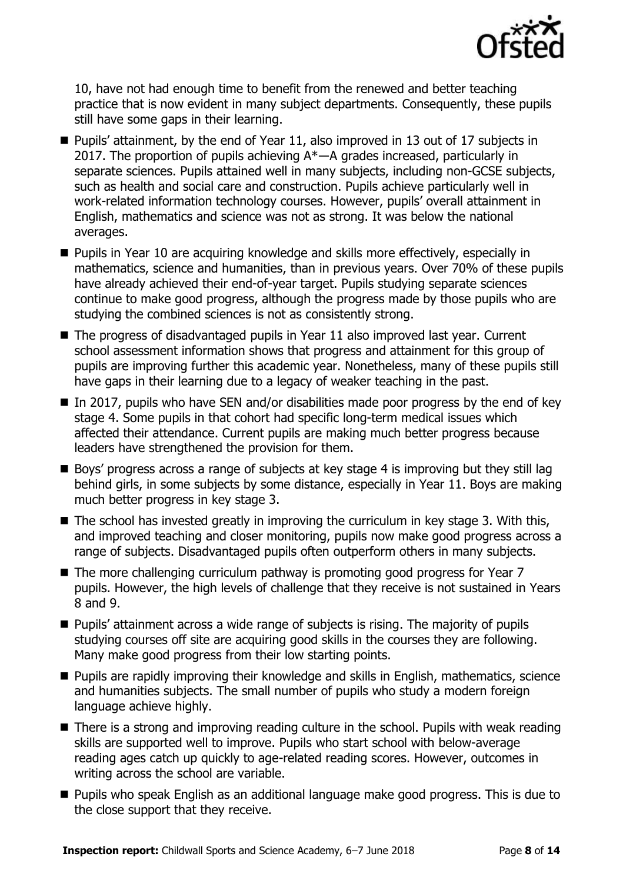10, have not had enough time to benefit from the renewed and better teaching practice that is now evident in many subject departments. Consequently, these pupils still have some gaps in their learning.

- Pupils' attainment, by the end of Year 11, also improved in 13 out of 17 subjects in 2017. The proportion of pupils achieving A*—A grades increased, particularly in separate sciences. Pupils attained well in many subjects, including non-GCSE subjects, such as health and social care and construction. Pupils achieve particularly well in work-related information technology courses. However, pupils' overall attainment in English, mathematics and science was not as strong. It was below the national averages.
- Pupils in Year 10 are acquiring knowledge and skills more effectively, especially in mathematics, science and humanities, than in previous years. Over 70% of these pupils have already achieved their end-of-year target. Pupils studying separate sciences continue to make good progress, although the progress made by those pupils who are studying the combined sciences is not as consistently strong.
- The progress of disadvantaged pupils in Year 11 also improved last year. Current school assessment information shows that progress and attainment for this group of pupils are improving further this academic year. Nonetheless, many of these pupils still have gaps in their learning due to a legacy of weaker teaching in the past.
- In 2017, pupils who have SEN and/or disabilities made poor progress by the end of key stage 4. Some pupils in that cohort had specific long-term medical issues which affected their attendance. Current pupils are making much better progress because leaders have strengthened the provision for them.
- Boys' progress across a range of subjects at key stage 4 is improving but they still lag behind girls, in some subjects by some distance, especially in Year 11. Boys are making much better progress in key stage 3.
- The school has invested greatly in improving the curriculum in key stage 3. With this, and improved teaching and closer monitoring, pupils now make good progress across a range of subjects. Disadvantaged pupils often outperform others in many subjects.
- The more challenging curriculum pathway is promoting good progress for Year 7 pupils. However, the high levels of challenge that they receive is not sustained in Years 8 and 9.
- Pupils' attainment across a wide range of subjects is rising. The majority of pupils studying courses off site are acquiring good skills in the courses they are following. Many make good progress from their low starting points.
- Pupils are rapidly improving their knowledge and skills in English, mathematics, science and humanities subjects. The small number of pupils who study a modern foreign language achieve highly.
- There is a strong and improving reading culture in the school. Pupils with weak reading skills are supported well to improve. Pupils who start school with below-average reading ages catch up quickly to age-related reading scores. However, outcomes in writing across the school are variable.
- Pupils who speak English as an additional language make good progress. This is due to the close support that they receive.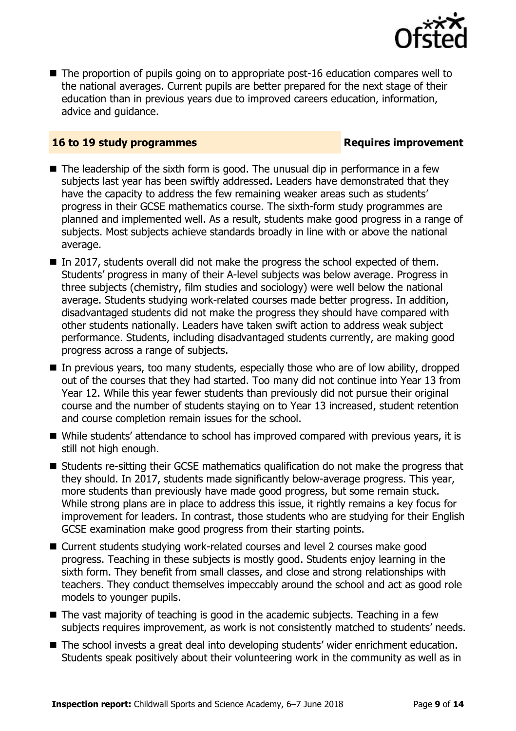- The proportion of pupils going on to appropriate post-16 education compares well to the national averages. Current pupils are better prepared for the next stage of their education than in previous years due to improved careers education, information, advice and guidance.

### 16 to 19 study programmes — Requires improvement

- The leadership of the sixth form is good. The unusual dip in performance in a few subjects last year has been swiftly addressed. Leaders have demonstrated that they have the capacity to address the few remaining weaker areas such as students' progress in their GCSE mathematics course. The sixth-form study programmes are planned and implemented well. As a result, students make good progress in a range of subjects. Most subjects achieve standards broadly in line with or above the national average.
- In 2017, students overall did not make the progress the school expected of them. Students' progress in many of their A-level subjects was below average. Progress in three subjects (chemistry, film studies and sociology) were well below the national average. Students studying work-related courses made better progress. In addition, disadvantaged students did not make the progress they should have compared with other students nationally. Leaders have taken swift action to address weak subject performance. Students, including disadvantaged students currently, are making good progress across a range of subjects.
- In previous years, too many students, especially those who are of low ability, dropped out of the courses that they had started. Too many did not continue into Year 13 from Year 12. While this year fewer students than previously did not pursue their original course and the number of students staying on to Year 13 increased, student retention and course completion remain issues for the school.
- While students' attendance to school has improved compared with previous years, it is still not high enough.
- Students re-sitting their GCSE mathematics qualification do not make the progress that they should. In 2017, students made significantly below-average progress. This year, more students than previously have made good progress, but some remain stuck. While strong plans are in place to address this issue, it rightly remains a key focus for improvement for leaders. In contrast, those students who are studying for their English GCSE examination make good progress from their starting points.
- Current students studying work-related courses and level 2 courses make good progress. Teaching in these subjects is mostly good. Students enjoy learning in the sixth form. They benefit from small classes, and close and strong relationships with teachers. They conduct themselves impeccably around the school and act as good role models to younger pupils.
- The vast majority of teaching is good in the academic subjects. Teaching in a few subjects requires improvement, as work is not consistently matched to students' needs.
- The school invests a great deal into developing students' wider enrichment education. Students speak positively about their volunteering work in the community as well as in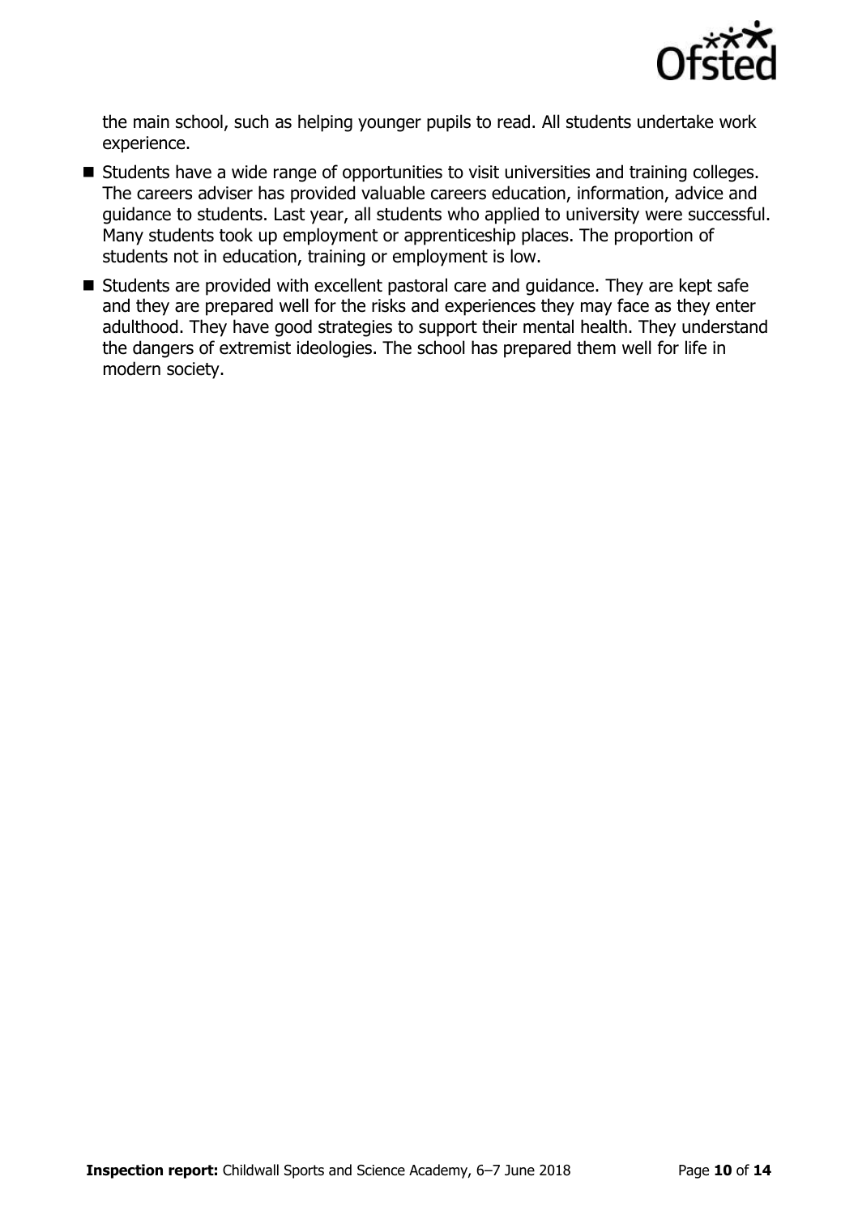the main school, such as helping younger pupils to read. All students undertake work experience.

- Students have a wide range of opportunities to visit universities and training colleges. The careers adviser has provided valuable careers education, information, advice and guidance to students. Last year, all students who applied to university were successful. Many students took up employment or apprenticeship places. The proportion of students not in education, training or employment is low.
- Students are provided with excellent pastoral care and guidance. They are kept safe and they are prepared well for the risks and experiences they may face as they enter adulthood. They have good strategies to support their mental health. They understand the dangers of extremist ideologies. The school has prepared them well for life in modern society.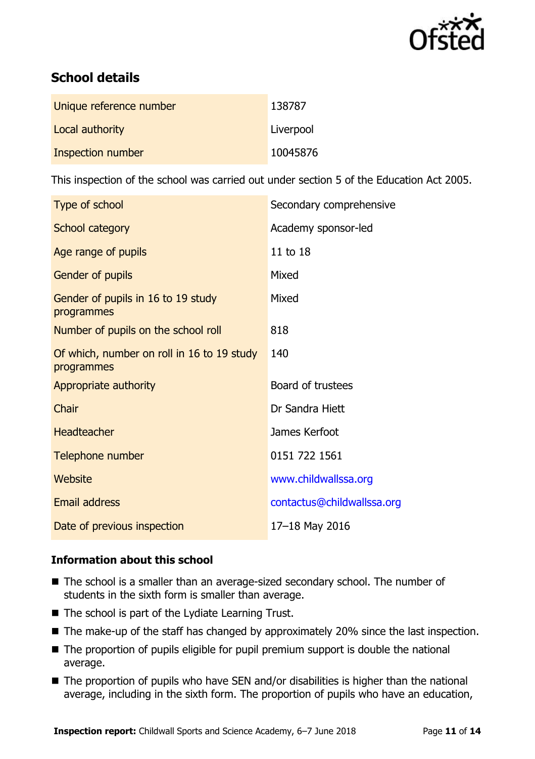## School details

| | |
|---|---|
| Unique reference number | 138787 |
| Local authority | Liverpool |
| Inspection number | 10045876 |

This inspection of the school was carried out under section 5 of the Education Act 2005.

| | |
|---|---|
| Type of school | Secondary comprehensive |
| School category | Academy sponsor-led |
| Age range of pupils | 11 to 18 |
| Gender of pupils | Mixed |
| Gender of pupils in 16 to 19 study programmes | Mixed |
| Number of pupils on the school roll | 818 |
| Of which, number on roll in 16 to 19 study programmes | 140 |
| Appropriate authority | Board of trustees |
| Chair | Dr Sandra Hiett |
| Headteacher | James Kerfoot |
| Telephone number | 0151 722 1561 |
| Website | www.childwallssa.org |
| Email address | contactus@childwallssa.org |
| Date of previous inspection | 17–18 May 2016 |

### Information about this school

- The school is a smaller than an average-sized secondary school. The number of students in the sixth form is smaller than average.
- The school is part of the Lydiate Learning Trust.
- The make-up of the staff has changed by approximately 20% since the last inspection.
- The proportion of pupils eligible for pupil premium support is double the national average.
- The proportion of pupils who have SEN and/or disabilities is higher than the national average, including in the sixth form. The proportion of pupils who have an education,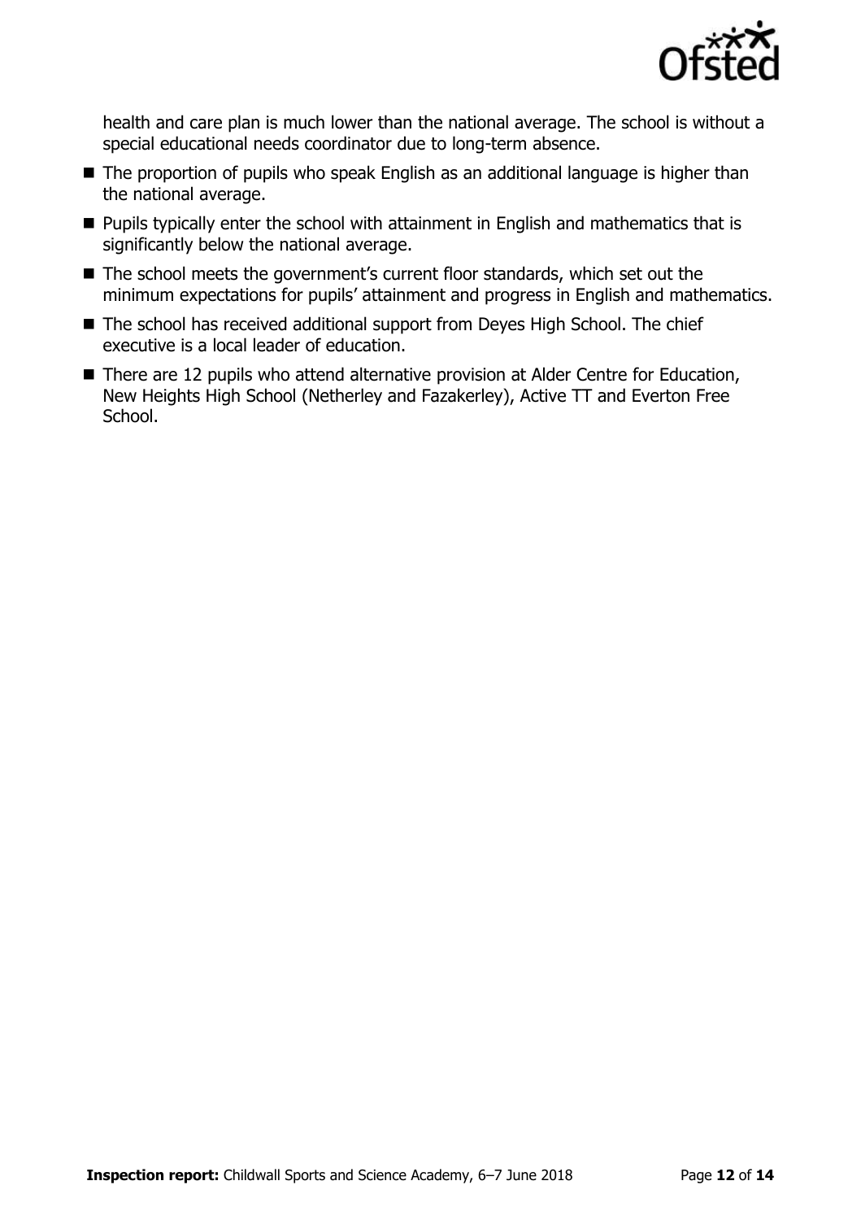health and care plan is much lower than the national average. The school is without a special educational needs coordinator due to long-term absence.

- The proportion of pupils who speak English as an additional language is higher than the national average.
- Pupils typically enter the school with attainment in English and mathematics that is significantly below the national average.
- The school meets the government's current floor standards, which set out the minimum expectations for pupils' attainment and progress in English and mathematics.
- The school has received additional support from Deyes High School. The chief executive is a local leader of education.
- There are 12 pupils who attend alternative provision at Alder Centre for Education, New Heights High School (Netherley and Fazakerley), Active TT and Everton Free School.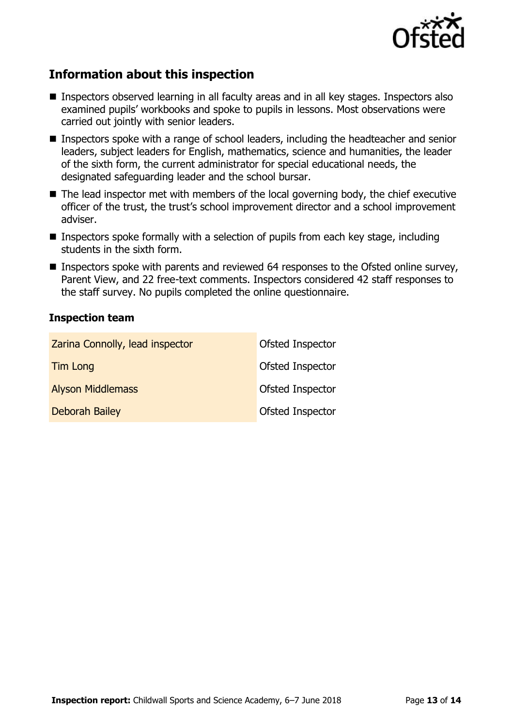## Information about this inspection

- Inspectors observed learning in all faculty areas and in all key stages. Inspectors also examined pupils' workbooks and spoke to pupils in lessons. Most observations were carried out jointly with senior leaders.
- Inspectors spoke with a range of school leaders, including the headteacher and senior leaders, subject leaders for English, mathematics, science and humanities, the leader of the sixth form, the current administrator for special educational needs, the designated safeguarding leader and the school bursar.
- The lead inspector met with members of the local governing body, the chief executive officer of the trust, the trust's school improvement director and a school improvement adviser.
- Inspectors spoke formally with a selection of pupils from each key stage, including students in the sixth form.
- Inspectors spoke with parents and reviewed 64 responses to the Ofsted online survey, Parent View, and 22 free-text comments. Inspectors considered 42 staff responses to the staff survey. No pupils completed the online questionnaire.

### Inspection team

| | |
|---|---|
| Zarina Connolly, lead inspector | Ofsted Inspector |
| Tim Long | Ofsted Inspector |
| Alyson Middlemass | Ofsted Inspector |
| Deborah Bailey | Ofsted Inspector |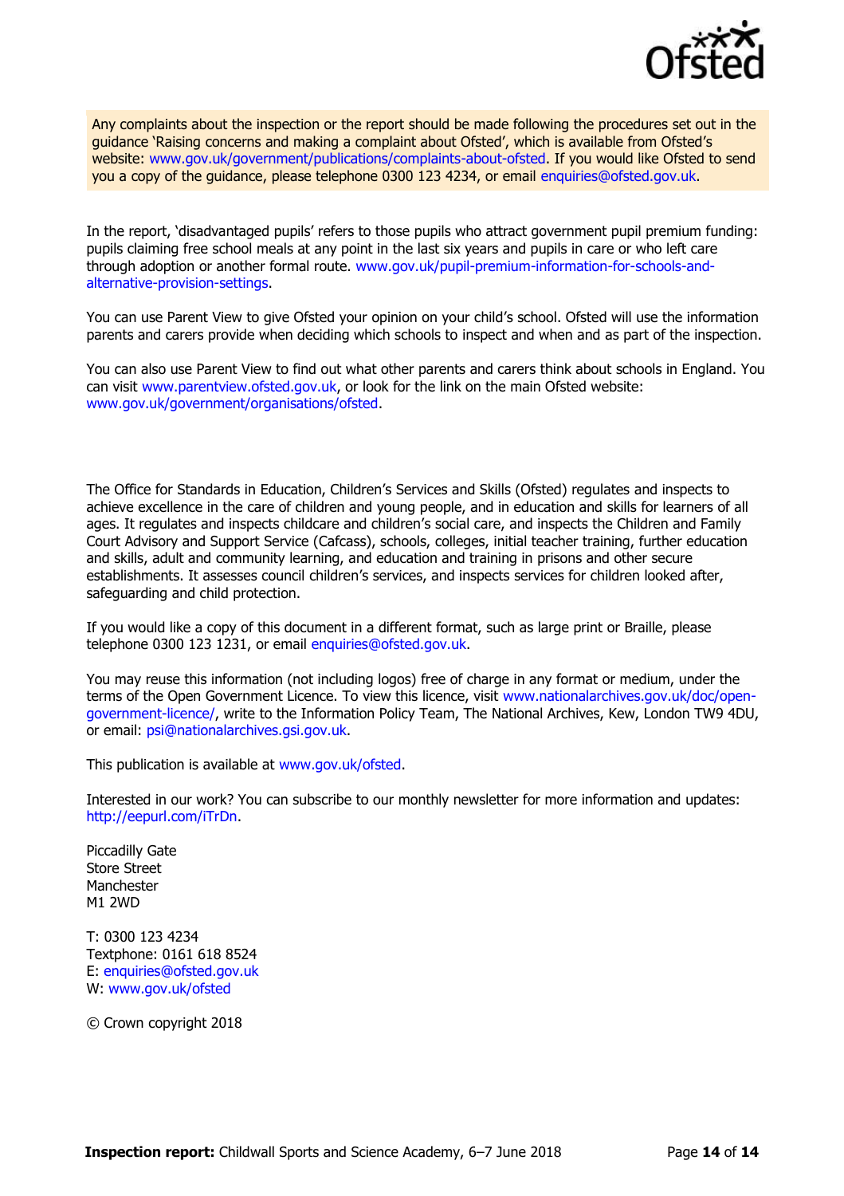Any complaints about the inspection or the report should be made following the procedures set out in the guidance 'Raising concerns and making a complaint about Ofsted', which is available from Ofsted's website: www.gov.uk/government/publications/complaints-about-ofsted. If you would like Ofsted to send you a copy of the guidance, please telephone 0300 123 4234, or email enquiries@ofsted.gov.uk.

In the report, 'disadvantaged pupils' refers to those pupils who attract government pupil premium funding: pupils claiming free school meals at any point in the last six years and pupils in care or who left care through adoption or another formal route. www.gov.uk/pupil-premium-information-for-schools-and-alternative-provision-settings.

You can use Parent View to give Ofsted your opinion on your child's school. Ofsted will use the information parents and carers provide when deciding which schools to inspect and when and as part of the inspection.

You can also use Parent View to find out what other parents and carers think about schools in England. You can visit www.parentview.ofsted.gov.uk, or look for the link on the main Ofsted website: www.gov.uk/government/organisations/ofsted.

The Office for Standards in Education, Children's Services and Skills (Ofsted) regulates and inspects to achieve excellence in the care of children and young people, and in education and skills for learners of all ages. It regulates and inspects childcare and children's social care, and inspects the Children and Family Court Advisory and Support Service (Cafcass), schools, colleges, initial teacher training, further education and skills, adult and community learning, and education and training in prisons and other secure establishments. It assesses council children's services, and inspects services for children looked after, safeguarding and child protection.

If you would like a copy of this document in a different format, such as large print or Braille, please telephone 0300 123 1231, or email enquiries@ofsted.gov.uk.

You may reuse this information (not including logos) free of charge in any format or medium, under the terms of the Open Government Licence. To view this licence, visit www.nationalarchives.gov.uk/doc/open-government-licence/, write to the Information Policy Team, The National Archives, Kew, London TW9 4DU, or email: psi@nationalarchives.gsi.gov.uk.

This publication is available at www.gov.uk/ofsted.

Interested in our work? You can subscribe to our monthly newsletter for more information and updates: http://eepurl.com/iTrDn.

Piccadilly Gate
Store Street
Manchester
M1 2WD

T: 0300 123 4234
Textphone: 0161 618 8524
E: enquiries@ofsted.gov.uk
W: www.gov.uk/ofsted

© Crown copyright 2018